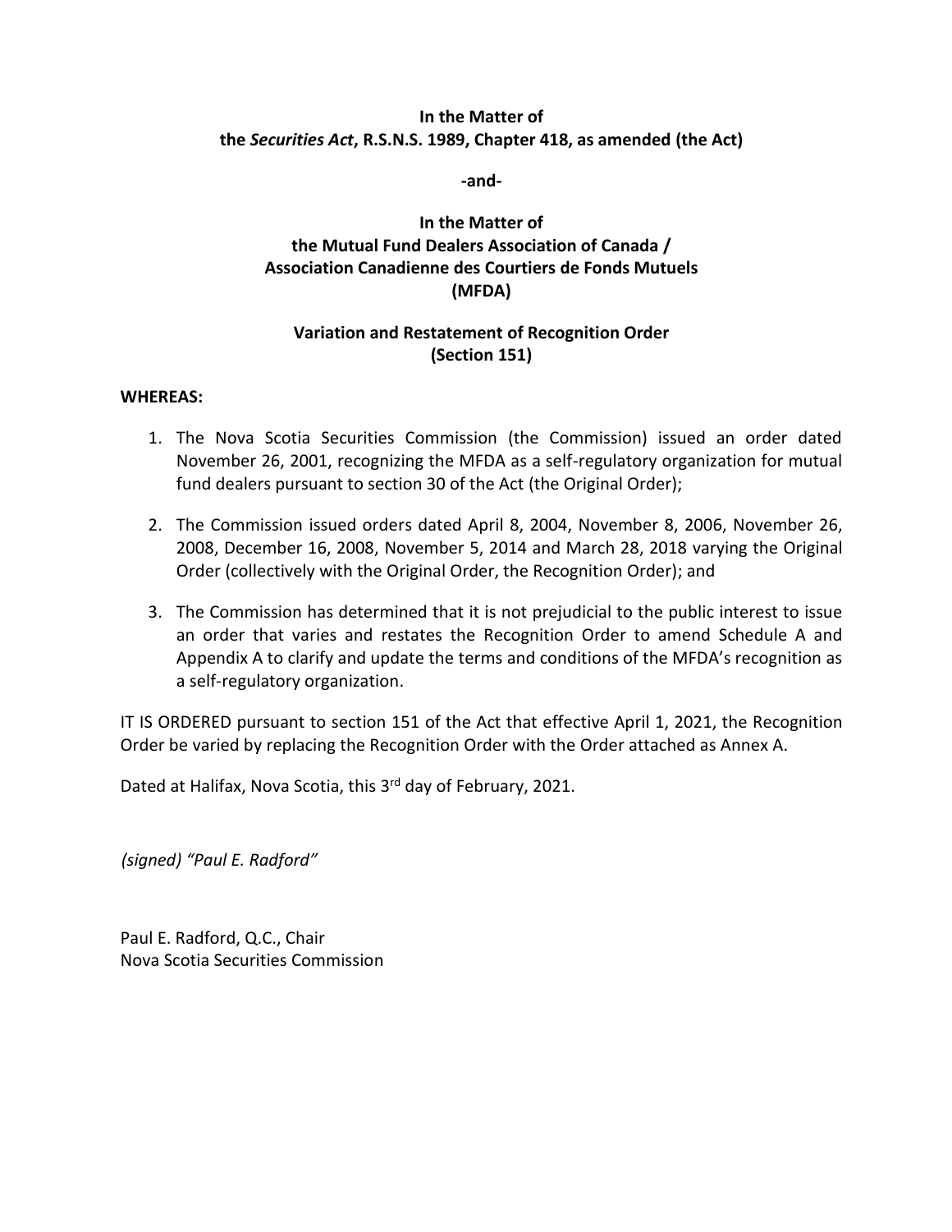**In the Matter of**
**the *Securities Act*, R.S.N.S. 1989, Chapter 418, as amended (the Act)**

**-and-**

**In the Matter of**
**the Mutual Fund Dealers Association of Canada /**
**Association Canadienne des Courtiers de Fonds Mutuels**
**(MFDA)**

**Variation and Restatement of Recognition Order**
**(Section 151)**

**WHEREAS:**

1. The Nova Scotia Securities Commission (the Commission) issued an order dated November 26, 2001, recognizing the MFDA as a self-regulatory organization for mutual fund dealers pursuant to section 30 of the Act (the Original Order);

2. The Commission issued orders dated April 8, 2004, November 8, 2006, November 26, 2008, December 16, 2008, November 5, 2014 and March 28, 2018 varying the Original Order (collectively with the Original Order, the Recognition Order); and

3. The Commission has determined that it is not prejudicial to the public interest to issue an order that varies and restates the Recognition Order to amend Schedule A and Appendix A to clarify and update the terms and conditions of the MFDA's recognition as a self-regulatory organization.

IT IS ORDERED pursuant to section 151 of the Act that effective April 1, 2021, the Recognition Order be varied by replacing the Recognition Order with the Order attached as Annex A.

Dated at Halifax, Nova Scotia, this 3rd day of February, 2021.

*(signed) "Paul E. Radford"*

Paul E. Radford, Q.C., Chair
Nova Scotia Securities Commission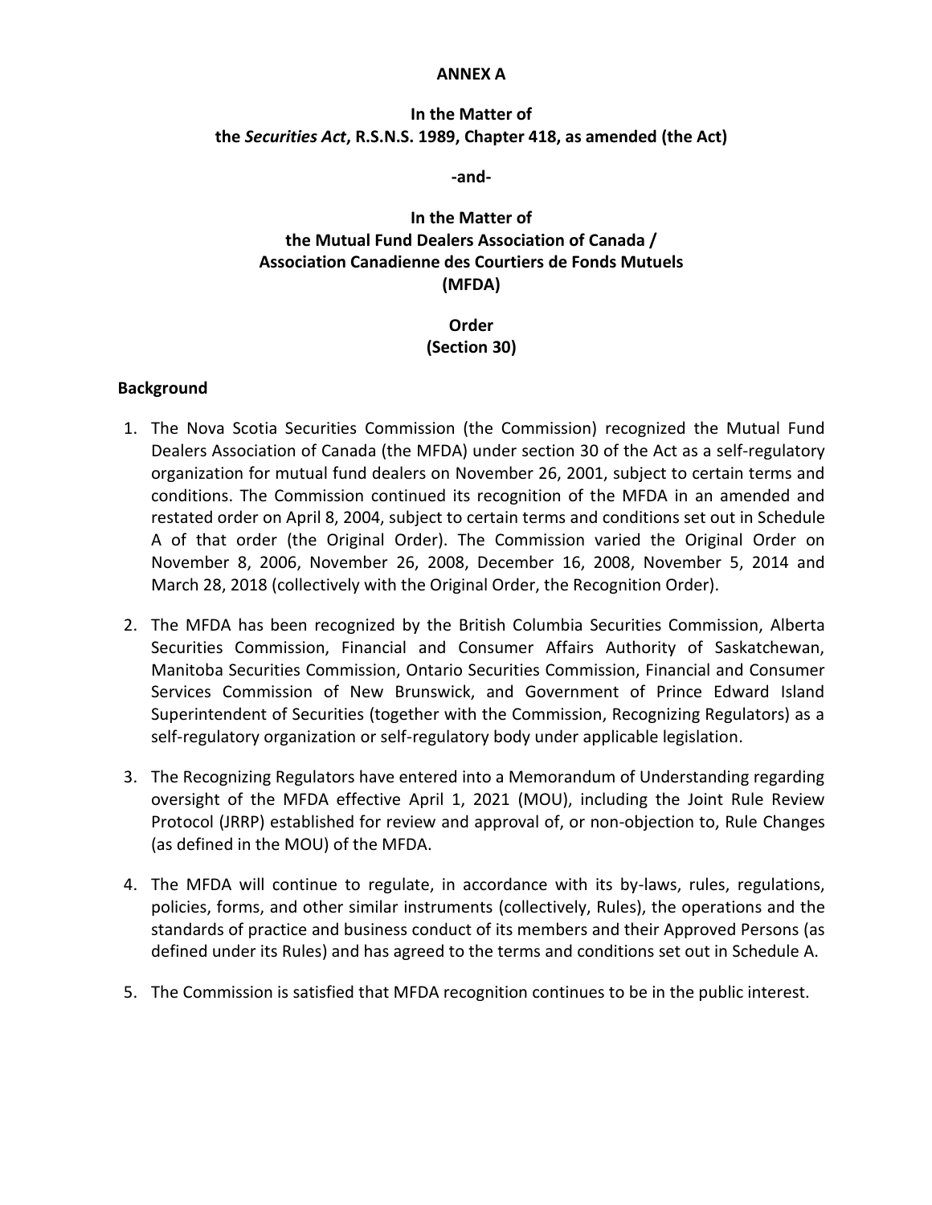**ANNEX A**

**In the Matter of**
**the *Securities Act*, R.S.N.S. 1989, Chapter 418, as amended (the Act)**

**-and-**

**In the Matter of**
**the Mutual Fund Dealers Association of Canada /**
**Association Canadienne des Courtiers de Fonds Mutuels**
**(MFDA)**

**Order**
**(Section 30)**

## Background

1. The Nova Scotia Securities Commission (the Commission) recognized the Mutual Fund Dealers Association of Canada (the MFDA) under section 30 of the Act as a self-regulatory organization for mutual fund dealers on November 26, 2001, subject to certain terms and conditions. The Commission continued its recognition of the MFDA in an amended and restated order on April 8, 2004, subject to certain terms and conditions set out in Schedule A of that order (the Original Order). The Commission varied the Original Order on November 8, 2006, November 26, 2008, December 16, 2008, November 5, 2014 and March 28, 2018 (collectively with the Original Order, the Recognition Order).

2. The MFDA has been recognized by the British Columbia Securities Commission, Alberta Securities Commission, Financial and Consumer Affairs Authority of Saskatchewan, Manitoba Securities Commission, Ontario Securities Commission, Financial and Consumer Services Commission of New Brunswick, and Government of Prince Edward Island Superintendent of Securities (together with the Commission, Recognizing Regulators) as a self-regulatory organization or self-regulatory body under applicable legislation.

3. The Recognizing Regulators have entered into a Memorandum of Understanding regarding oversight of the MFDA effective April 1, 2021 (MOU), including the Joint Rule Review Protocol (JRRP) established for review and approval of, or non-objection to, Rule Changes (as defined in the MOU) of the MFDA.

4. The MFDA will continue to regulate, in accordance with its by-laws, rules, regulations, policies, forms, and other similar instruments (collectively, Rules), the operations and the standards of practice and business conduct of its members and their Approved Persons (as defined under its Rules) and has agreed to the terms and conditions set out in Schedule A.

5. The Commission is satisfied that MFDA recognition continues to be in the public interest.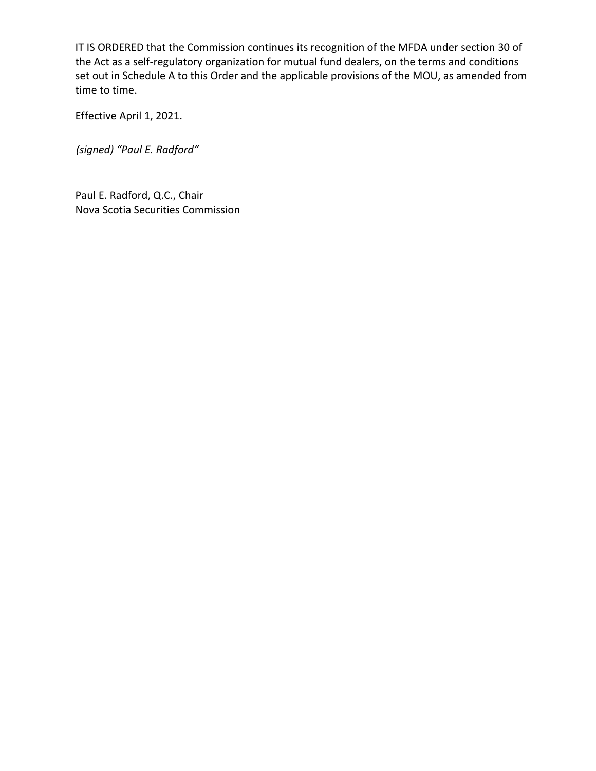IT IS ORDERED that the Commission continues its recognition of the MFDA under section 30 of the Act as a self-regulatory organization for mutual fund dealers, on the terms and conditions set out in Schedule A to this Order and the applicable provisions of the MOU, as amended from time to time.

Effective April 1, 2021.

*(signed) "Paul E. Radford"*

Paul E. Radford, Q.C., Chair
Nova Scotia Securities Commission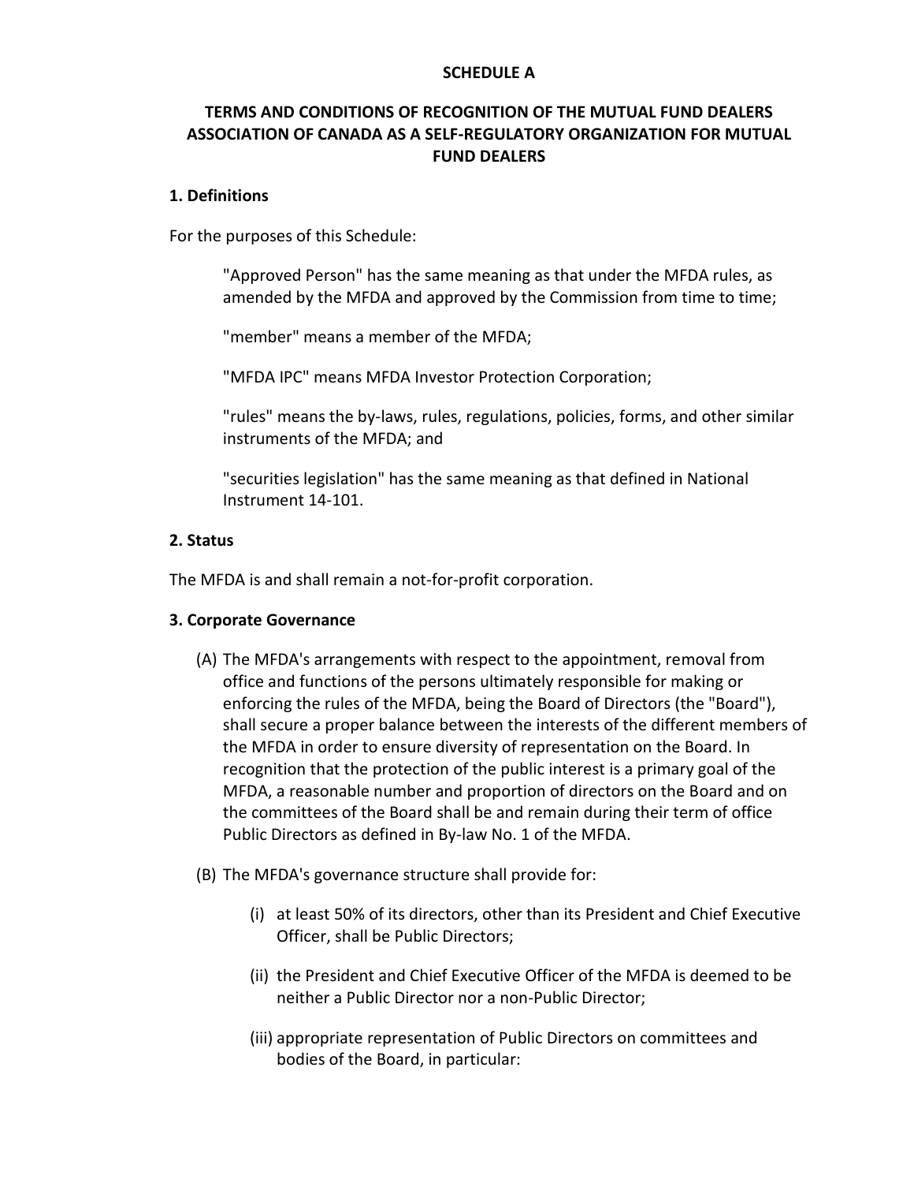**SCHEDULE A**

**TERMS AND CONDITIONS OF RECOGNITION OF THE MUTUAL FUND DEALERS ASSOCIATION OF CANADA AS A SELF-REGULATORY ORGANIZATION FOR MUTUAL FUND DEALERS**

**1. Definitions**

For the purposes of this Schedule:

> "Approved Person" has the same meaning as that under the MFDA rules, as amended by the MFDA and approved by the Commission from time to time;
>
> "member" means a member of the MFDA;
>
> "MFDA IPC" means MFDA Investor Protection Corporation;
>
> "rules" means the by-laws, rules, regulations, policies, forms, and other similar instruments of the MFDA; and
>
> "securities legislation" has the same meaning as that defined in National Instrument 14-101.

**2. Status**

The MFDA is and shall remain a not-for-profit corporation.

**3. Corporate Governance**

(A) The MFDA's arrangements with respect to the appointment, removal from office and functions of the persons ultimately responsible for making or enforcing the rules of the MFDA, being the Board of Directors (the "Board"), shall secure a proper balance between the interests of the different members of the MFDA in order to ensure diversity of representation on the Board. In recognition that the protection of the public interest is a primary goal of the MFDA, a reasonable number and proportion of directors on the Board and on the committees of the Board shall be and remain during their term of office Public Directors as defined in By-law No. 1 of the MFDA.

(B) The MFDA's governance structure shall provide for:

(i) at least 50% of its directors, other than its President and Chief Executive Officer, shall be Public Directors;

(ii) the President and Chief Executive Officer of the MFDA is deemed to be neither a Public Director nor a non-Public Director;

(iii) appropriate representation of Public Directors on committees and bodies of the Board, in particular: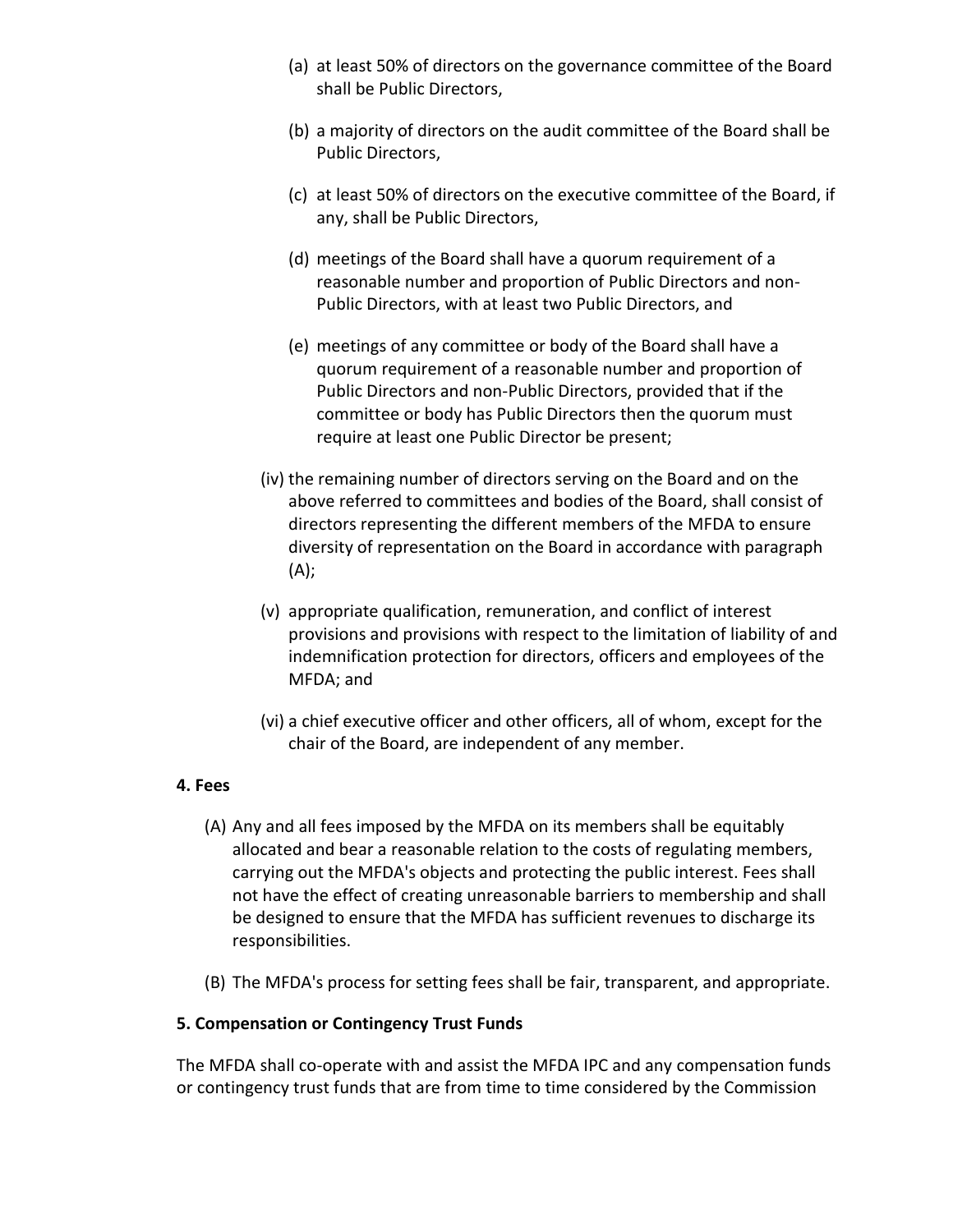(a) at least 50% of directors on the governance committee of the Board shall be Public Directors,

(b) a majority of directors on the audit committee of the Board shall be Public Directors,

(c) at least 50% of directors on the executive committee of the Board, if any, shall be Public Directors,

(d) meetings of the Board shall have a quorum requirement of a reasonable number and proportion of Public Directors and non-Public Directors, with at least two Public Directors, and

(e) meetings of any committee or body of the Board shall have a quorum requirement of a reasonable number and proportion of Public Directors and non-Public Directors, provided that if the committee or body has Public Directors then the quorum must require at least one Public Director be present;

(iv) the remaining number of directors serving on the Board and on the above referred to committees and bodies of the Board, shall consist of directors representing the different members of the MFDA to ensure diversity of representation on the Board in accordance with paragraph (A);

(v) appropriate qualification, remuneration, and conflict of interest provisions and provisions with respect to the limitation of liability of and indemnification protection for directors, officers and employees of the MFDA; and

(vi) a chief executive officer and other officers, all of whom, except for the chair of the Board, are independent of any member.

**4. Fees**

(A) Any and all fees imposed by the MFDA on its members shall be equitably allocated and bear a reasonable relation to the costs of regulating members, carrying out the MFDA's objects and protecting the public interest. Fees shall not have the effect of creating unreasonable barriers to membership and shall be designed to ensure that the MFDA has sufficient revenues to discharge its responsibilities.

(B) The MFDA's process for setting fees shall be fair, transparent, and appropriate.

**5. Compensation or Contingency Trust Funds**

The MFDA shall co-operate with and assist the MFDA IPC and any compensation funds or contingency trust funds that are from time to time considered by the Commission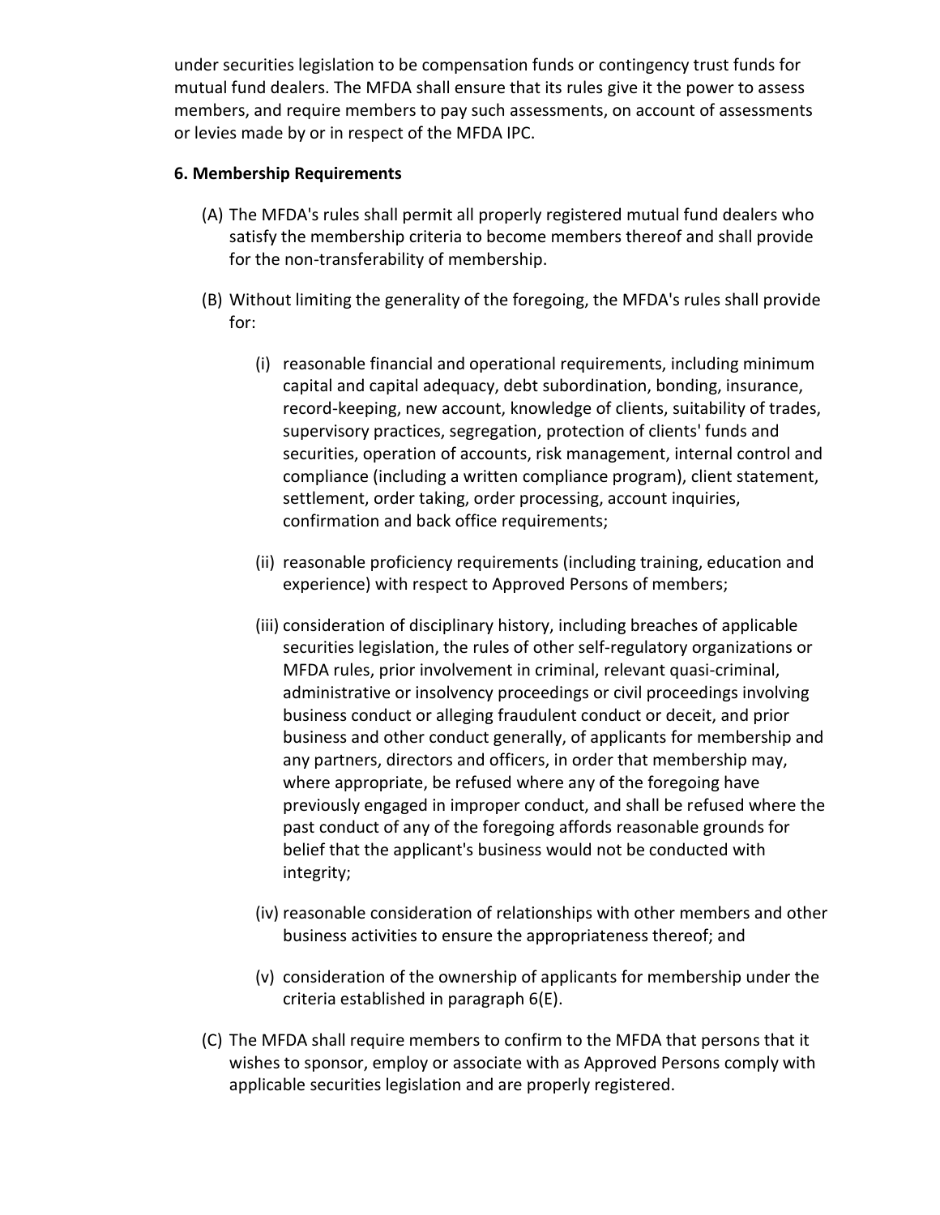under securities legislation to be compensation funds or contingency trust funds for mutual fund dealers. The MFDA shall ensure that its rules give it the power to assess members, and require members to pay such assessments, on account of assessments or levies made by or in respect of the MFDA IPC.

**6. Membership Requirements**

(A) The MFDA's rules shall permit all properly registered mutual fund dealers who satisfy the membership criteria to become members thereof and shall provide for the non-transferability of membership.

(B) Without limiting the generality of the foregoing, the MFDA's rules shall provide for:

(i) reasonable financial and operational requirements, including minimum capital and capital adequacy, debt subordination, bonding, insurance, record-keeping, new account, knowledge of clients, suitability of trades, supervisory practices, segregation, protection of clients' funds and securities, operation of accounts, risk management, internal control and compliance (including a written compliance program), client statement, settlement, order taking, order processing, account inquiries, confirmation and back office requirements;

(ii) reasonable proficiency requirements (including training, education and experience) with respect to Approved Persons of members;

(iii) consideration of disciplinary history, including breaches of applicable securities legislation, the rules of other self-regulatory organizations or MFDA rules, prior involvement in criminal, relevant quasi-criminal, administrative or insolvency proceedings or civil proceedings involving business conduct or alleging fraudulent conduct or deceit, and prior business and other conduct generally, of applicants for membership and any partners, directors and officers, in order that membership may, where appropriate, be refused where any of the foregoing have previously engaged in improper conduct, and shall be refused where the past conduct of any of the foregoing affords reasonable grounds for belief that the applicant's business would not be conducted with integrity;

(iv) reasonable consideration of relationships with other members and other business activities to ensure the appropriateness thereof; and

(v) consideration of the ownership of applicants for membership under the criteria established in paragraph 6(E).

(C) The MFDA shall require members to confirm to the MFDA that persons that it wishes to sponsor, employ or associate with as Approved Persons comply with applicable securities legislation and are properly registered.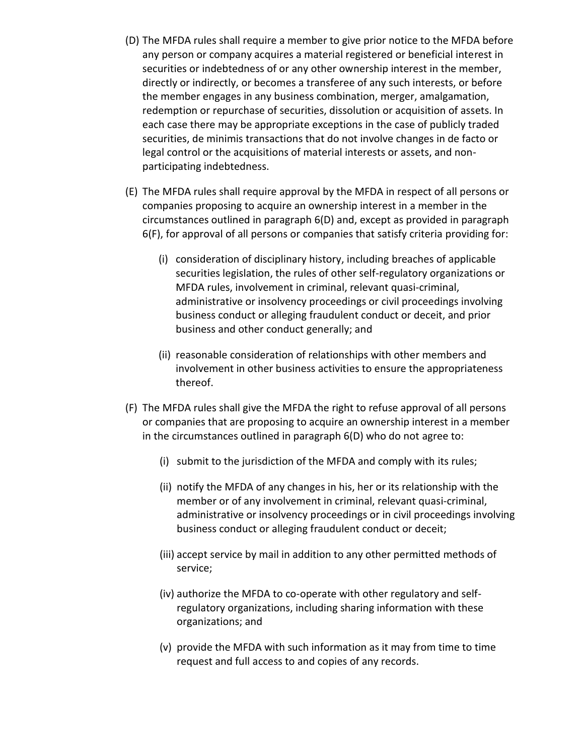(D) The MFDA rules shall require a member to give prior notice to the MFDA before any person or company acquires a material registered or beneficial interest in securities or indebtedness of or any other ownership interest in the member, directly or indirectly, or becomes a transferee of any such interests, or before the member engages in any business combination, merger, amalgamation, redemption or repurchase of securities, dissolution or acquisition of assets. In each case there may be appropriate exceptions in the case of publicly traded securities, de minimis transactions that do not involve changes in de facto or legal control or the acquisitions of material interests or assets, and non-participating indebtedness.

(E) The MFDA rules shall require approval by the MFDA in respect of all persons or companies proposing to acquire an ownership interest in a member in the circumstances outlined in paragraph 6(D) and, except as provided in paragraph 6(F), for approval of all persons or companies that satisfy criteria providing for:

  (i) consideration of disciplinary history, including breaches of applicable securities legislation, the rules of other self-regulatory organizations or MFDA rules, involvement in criminal, relevant quasi-criminal, administrative or insolvency proceedings or civil proceedings involving business conduct or alleging fraudulent conduct or deceit, and prior business and other conduct generally; and

  (ii) reasonable consideration of relationships with other members and involvement in other business activities to ensure the appropriateness thereof.

(F) The MFDA rules shall give the MFDA the right to refuse approval of all persons or companies that are proposing to acquire an ownership interest in a member in the circumstances outlined in paragraph 6(D) who do not agree to:

  (i) submit to the jurisdiction of the MFDA and comply with its rules;

  (ii) notify the MFDA of any changes in his, her or its relationship with the member or of any involvement in criminal, relevant quasi-criminal, administrative or insolvency proceedings or in civil proceedings involving business conduct or alleging fraudulent conduct or deceit;

  (iii) accept service by mail in addition to any other permitted methods of service;

  (iv) authorize the MFDA to co-operate with other regulatory and self-regulatory organizations, including sharing information with these organizations; and

  (v) provide the MFDA with such information as it may from time to time request and full access to and copies of any records.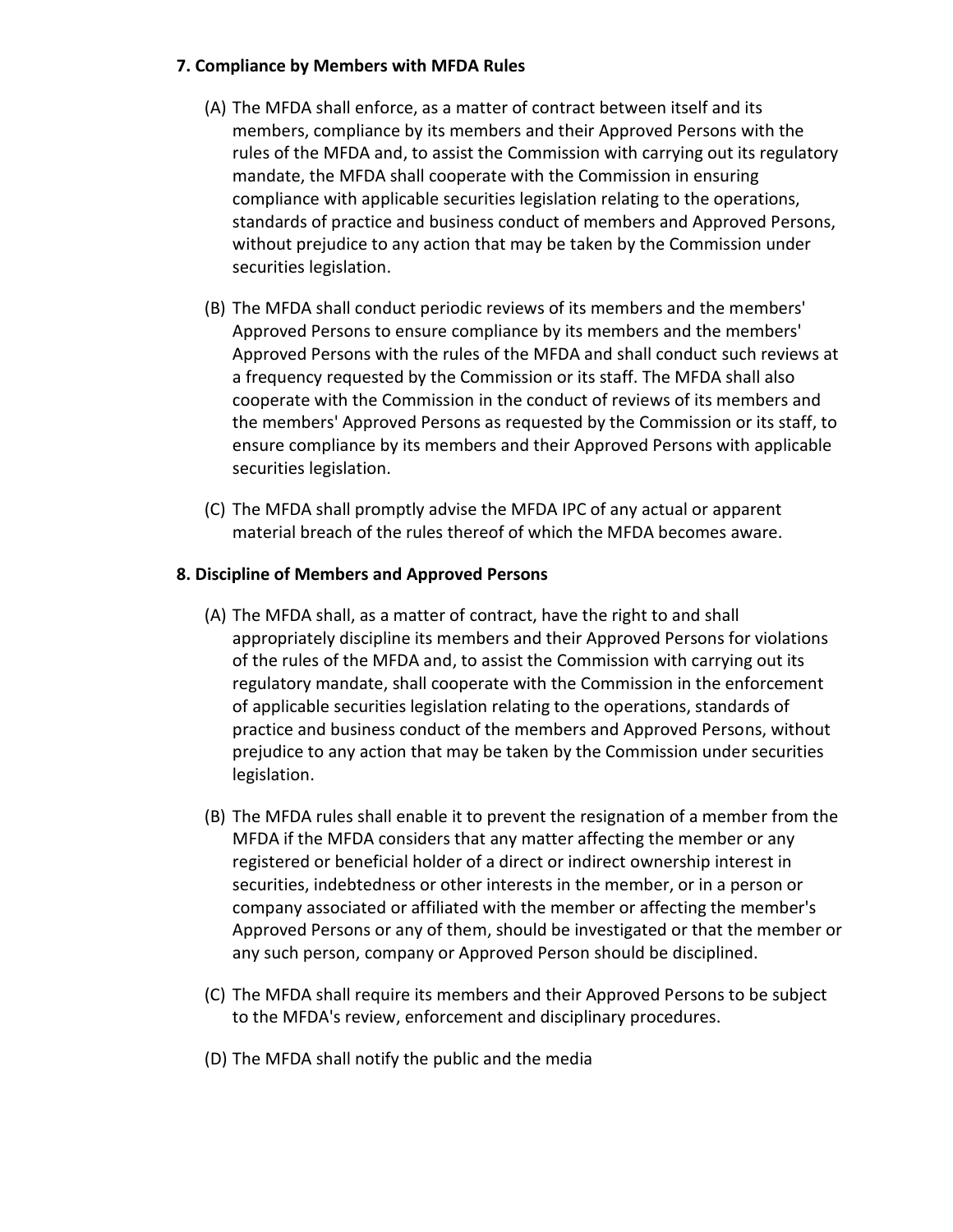**7. Compliance by Members with MFDA Rules**

(A) The MFDA shall enforce, as a matter of contract between itself and its members, compliance by its members and their Approved Persons with the rules of the MFDA and, to assist the Commission with carrying out its regulatory mandate, the MFDA shall cooperate with the Commission in ensuring compliance with applicable securities legislation relating to the operations, standards of practice and business conduct of members and Approved Persons, without prejudice to any action that may be taken by the Commission under securities legislation.

(B) The MFDA shall conduct periodic reviews of its members and the members' Approved Persons to ensure compliance by its members and the members' Approved Persons with the rules of the MFDA and shall conduct such reviews at a frequency requested by the Commission or its staff. The MFDA shall also cooperate with the Commission in the conduct of reviews of its members and the members' Approved Persons as requested by the Commission or its staff, to ensure compliance by its members and their Approved Persons with applicable securities legislation.

(C) The MFDA shall promptly advise the MFDA IPC of any actual or apparent material breach of the rules thereof of which the MFDA becomes aware.

**8. Discipline of Members and Approved Persons**

(A) The MFDA shall, as a matter of contract, have the right to and shall appropriately discipline its members and their Approved Persons for violations of the rules of the MFDA and, to assist the Commission with carrying out its regulatory mandate, shall cooperate with the Commission in the enforcement of applicable securities legislation relating to the operations, standards of practice and business conduct of the members and Approved Persons, without prejudice to any action that may be taken by the Commission under securities legislation.

(B) The MFDA rules shall enable it to prevent the resignation of a member from the MFDA if the MFDA considers that any matter affecting the member or any registered or beneficial holder of a direct or indirect ownership interest in securities, indebtedness or other interests in the member, or in a person or company associated or affiliated with the member or affecting the member's Approved Persons or any of them, should be investigated or that the member or any such person, company or Approved Person should be disciplined.

(C) The MFDA shall require its members and their Approved Persons to be subject to the MFDA's review, enforcement and disciplinary procedures.

(D) The MFDA shall notify the public and the media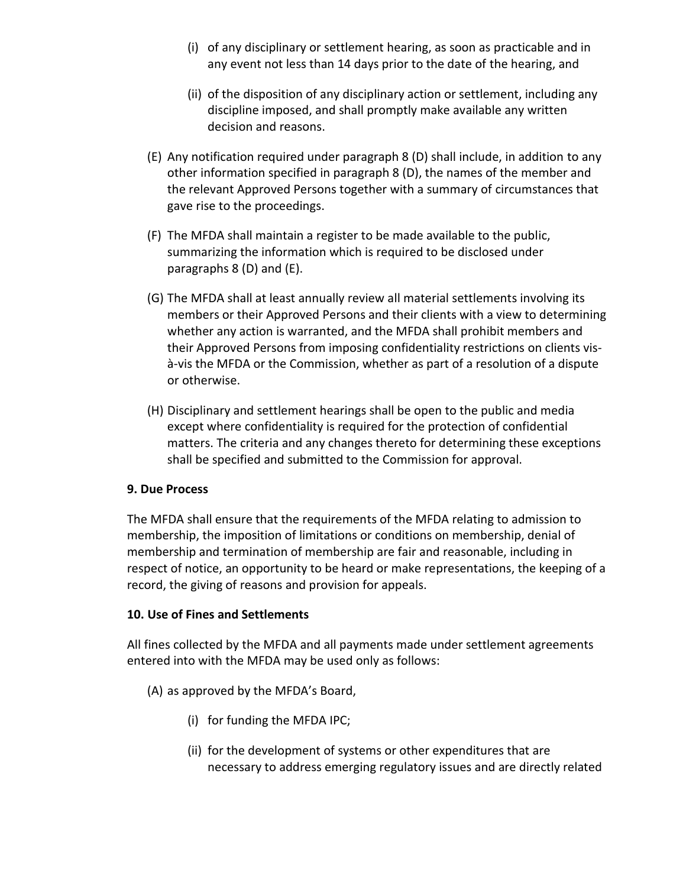(i) of any disciplinary or settlement hearing, as soon as practicable and in any event not less than 14 days prior to the date of the hearing, and

(ii) of the disposition of any disciplinary action or settlement, including any discipline imposed, and shall promptly make available any written decision and reasons.

(E) Any notification required under paragraph 8 (D) shall include, in addition to any other information specified in paragraph 8 (D), the names of the member and the relevant Approved Persons together with a summary of circumstances that gave rise to the proceedings.

(F) The MFDA shall maintain a register to be made available to the public, summarizing the information which is required to be disclosed under paragraphs 8 (D) and (E).

(G) The MFDA shall at least annually review all material settlements involving its members or their Approved Persons and their clients with a view to determining whether any action is warranted, and the MFDA shall prohibit members and their Approved Persons from imposing confidentiality restrictions on clients vis-à-vis the MFDA or the Commission, whether as part of a resolution of a dispute or otherwise.

(H) Disciplinary and settlement hearings shall be open to the public and media except where confidentiality is required for the protection of confidential matters. The criteria and any changes thereto for determining these exceptions shall be specified and submitted to the Commission for approval.

**9. Due Process**

The MFDA shall ensure that the requirements of the MFDA relating to admission to membership, the imposition of limitations or conditions on membership, denial of membership and termination of membership are fair and reasonable, including in respect of notice, an opportunity to be heard or make representations, the keeping of a record, the giving of reasons and provision for appeals.

**10. Use of Fines and Settlements**

All fines collected by the MFDA and all payments made under settlement agreements entered into with the MFDA may be used only as follows:

(A) as approved by the MFDA's Board,

(i) for funding the MFDA IPC;

(ii) for the development of systems or other expenditures that are necessary to address emerging regulatory issues and are directly related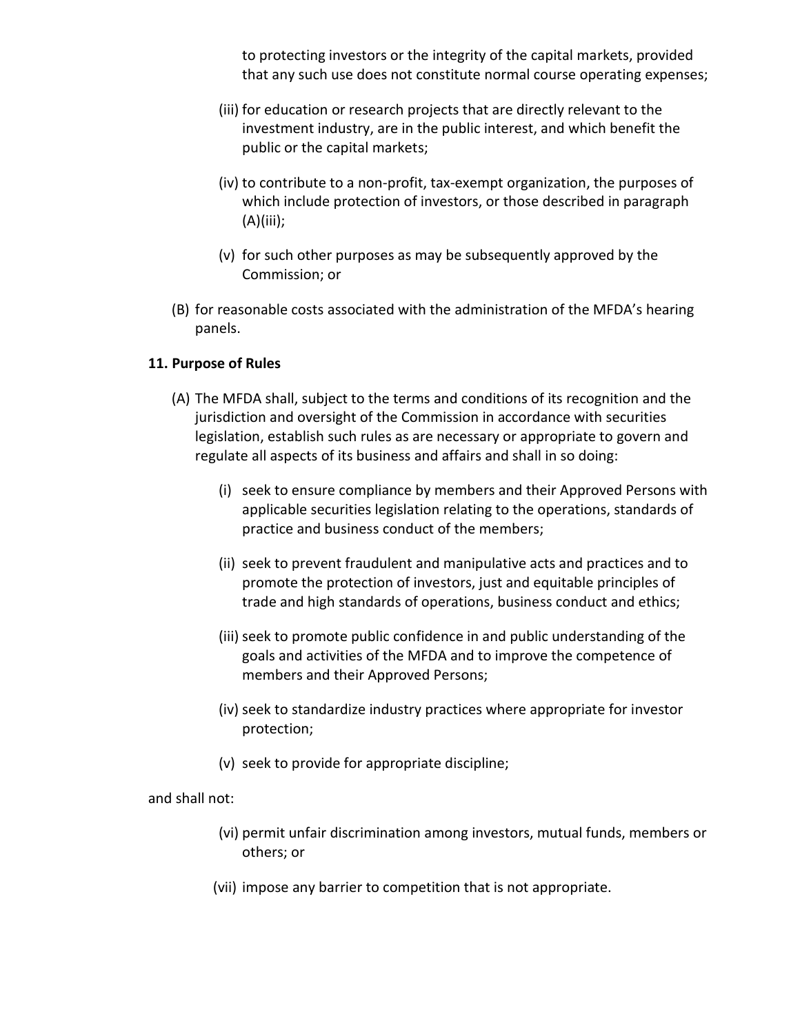to protecting investors or the integrity of the capital markets, provided that any such use does not constitute normal course operating expenses;

(iii) for education or research projects that are directly relevant to the investment industry, are in the public interest, and which benefit the public or the capital markets;

(iv) to contribute to a non-profit, tax-exempt organization, the purposes of which include protection of investors, or those described in paragraph (A)(iii);

(v) for such other purposes as may be subsequently approved by the Commission; or

(B) for reasonable costs associated with the administration of the MFDA's hearing panels.

**11. Purpose of Rules**

(A) The MFDA shall, subject to the terms and conditions of its recognition and the jurisdiction and oversight of the Commission in accordance with securities legislation, establish such rules as are necessary or appropriate to govern and regulate all aspects of its business and affairs and shall in so doing:

(i) seek to ensure compliance by members and their Approved Persons with applicable securities legislation relating to the operations, standards of practice and business conduct of the members;

(ii) seek to prevent fraudulent and manipulative acts and practices and to promote the protection of investors, just and equitable principles of trade and high standards of operations, business conduct and ethics;

(iii) seek to promote public confidence in and public understanding of the goals and activities of the MFDA and to improve the competence of members and their Approved Persons;

(iv) seek to standardize industry practices where appropriate for investor protection;

(v) seek to provide for appropriate discipline;

and shall not:

(vi) permit unfair discrimination among investors, mutual funds, members or others; or

(vii) impose any barrier to competition that is not appropriate.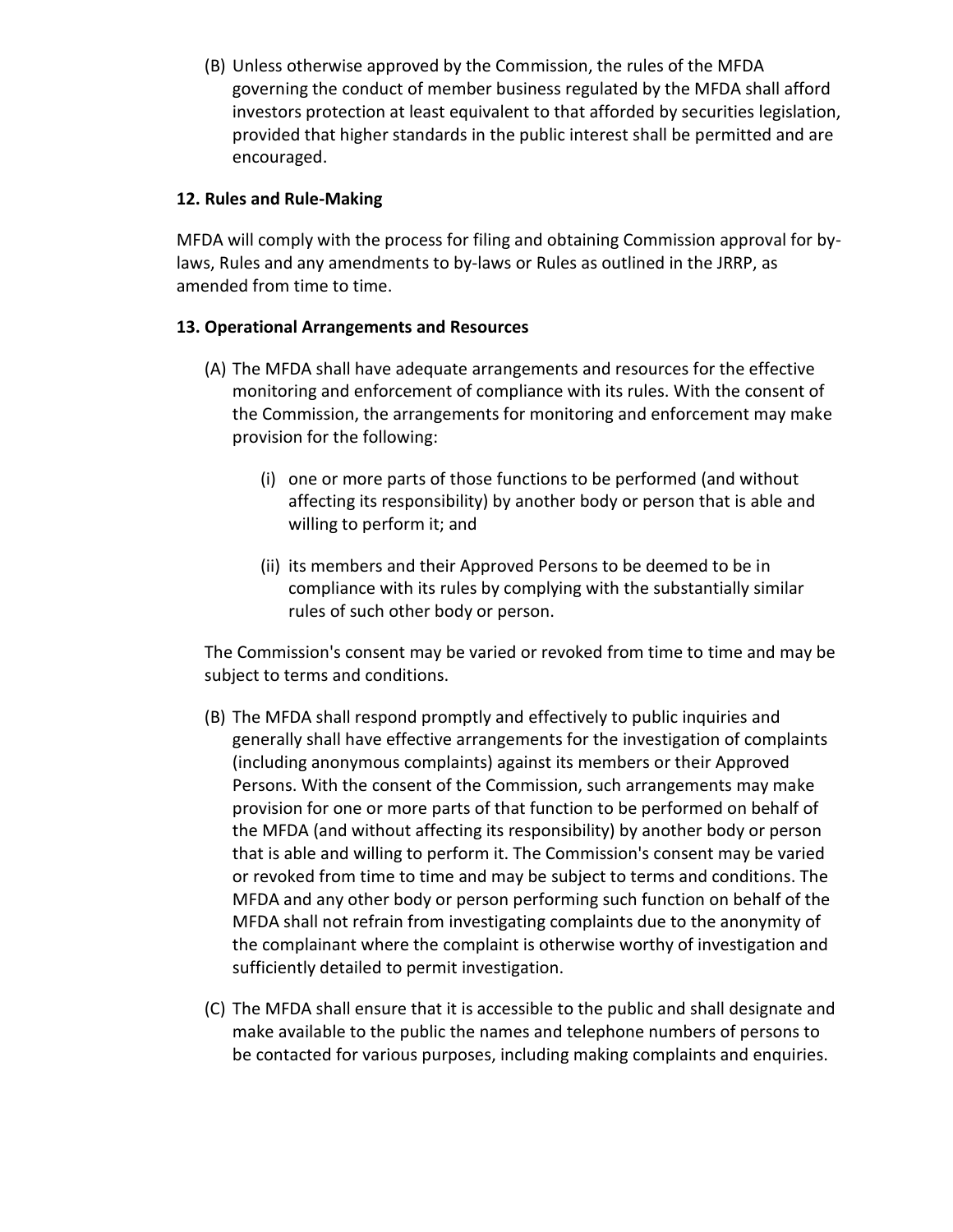(B) Unless otherwise approved by the Commission, the rules of the MFDA governing the conduct of member business regulated by the MFDA shall afford investors protection at least equivalent to that afforded by securities legislation, provided that higher standards in the public interest shall be permitted and are encouraged.

**12. Rules and Rule-Making**

MFDA will comply with the process for filing and obtaining Commission approval for by-laws, Rules and any amendments to by-laws or Rules as outlined in the JRRP, as amended from time to time.

**13. Operational Arrangements and Resources**

(A) The MFDA shall have adequate arrangements and resources for the effective monitoring and enforcement of compliance with its rules. With the consent of the Commission, the arrangements for monitoring and enforcement may make provision for the following:

  (i) one or more parts of those functions to be performed (and without affecting its responsibility) by another body or person that is able and willing to perform it; and

  (ii) its members and their Approved Persons to be deemed to be in compliance with its rules by complying with the substantially similar rules of such other body or person.

The Commission's consent may be varied or revoked from time to time and may be subject to terms and conditions.

(B) The MFDA shall respond promptly and effectively to public inquiries and generally shall have effective arrangements for the investigation of complaints (including anonymous complaints) against its members or their Approved Persons. With the consent of the Commission, such arrangements may make provision for one or more parts of that function to be performed on behalf of the MFDA (and without affecting its responsibility) by another body or person that is able and willing to perform it. The Commission's consent may be varied or revoked from time to time and may be subject to terms and conditions. The MFDA and any other body or person performing such function on behalf of the MFDA shall not refrain from investigating complaints due to the anonymity of the complainant where the complaint is otherwise worthy of investigation and sufficiently detailed to permit investigation.

(C) The MFDA shall ensure that it is accessible to the public and shall designate and make available to the public the names and telephone numbers of persons to be contacted for various purposes, including making complaints and enquiries.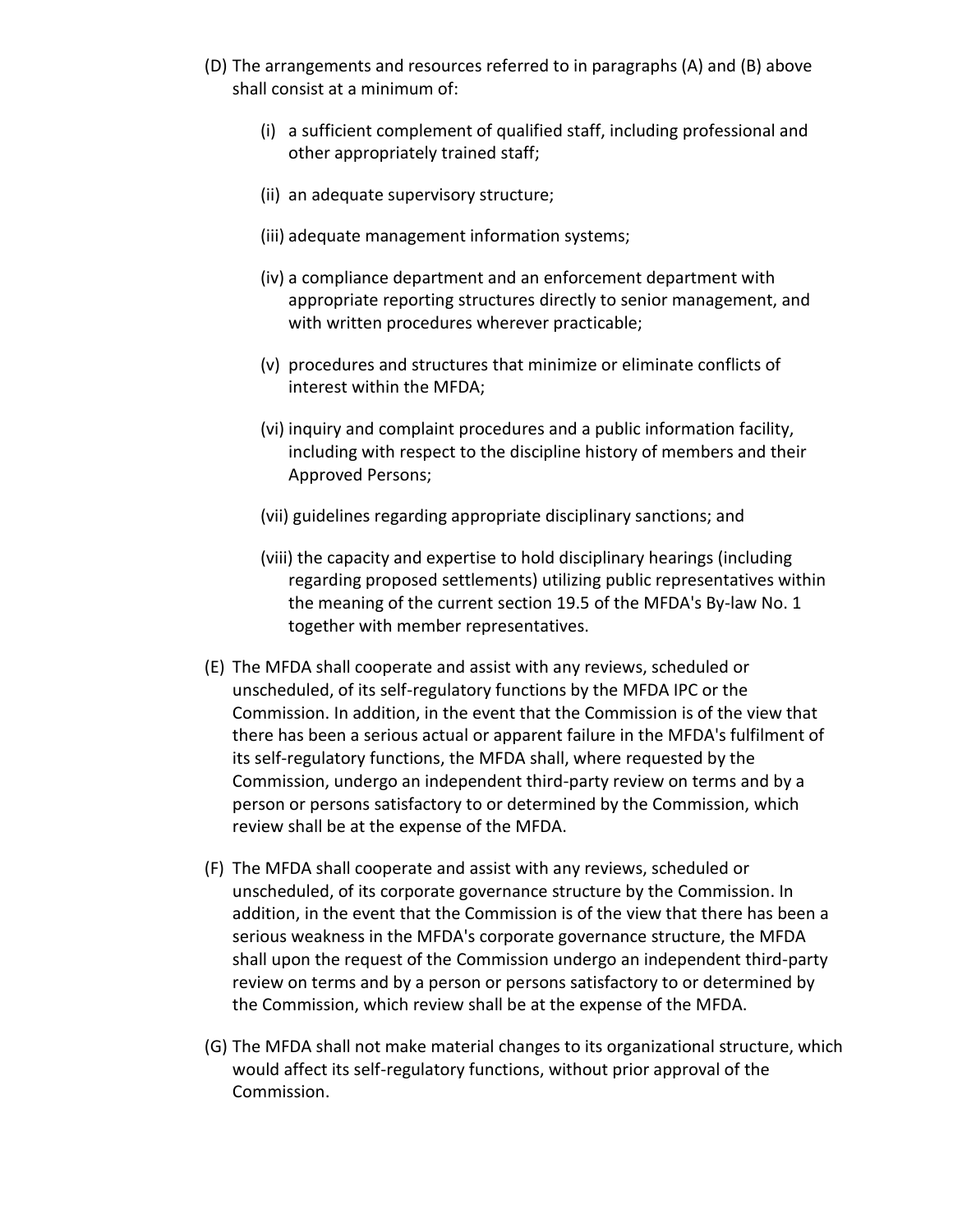(D) The arrangements and resources referred to in paragraphs (A) and (B) above shall consist at a minimum of:

   (i) a sufficient complement of qualified staff, including professional and other appropriately trained staff;

   (ii) an adequate supervisory structure;

   (iii) adequate management information systems;

   (iv) a compliance department and an enforcement department with appropriate reporting structures directly to senior management, and with written procedures wherever practicable;

   (v) procedures and structures that minimize or eliminate conflicts of interest within the MFDA;

   (vi) inquiry and complaint procedures and a public information facility, including with respect to the discipline history of members and their Approved Persons;

   (vii) guidelines regarding appropriate disciplinary sanctions; and

   (viii) the capacity and expertise to hold disciplinary hearings (including regarding proposed settlements) utilizing public representatives within the meaning of the current section 19.5 of the MFDA's By-law No. 1 together with member representatives.

(E) The MFDA shall cooperate and assist with any reviews, scheduled or unscheduled, of its self-regulatory functions by the MFDA IPC or the Commission. In addition, in the event that the Commission is of the view that there has been a serious actual or apparent failure in the MFDA's fulfilment of its self-regulatory functions, the MFDA shall, where requested by the Commission, undergo an independent third-party review on terms and by a person or persons satisfactory to or determined by the Commission, which review shall be at the expense of the MFDA.

(F) The MFDA shall cooperate and assist with any reviews, scheduled or unscheduled, of its corporate governance structure by the Commission. In addition, in the event that the Commission is of the view that there has been a serious weakness in the MFDA's corporate governance structure, the MFDA shall upon the request of the Commission undergo an independent third-party review on terms and by a person or persons satisfactory to or determined by the Commission, which review shall be at the expense of the MFDA.

(G) The MFDA shall not make material changes to its organizational structure, which would affect its self-regulatory functions, without prior approval of the Commission.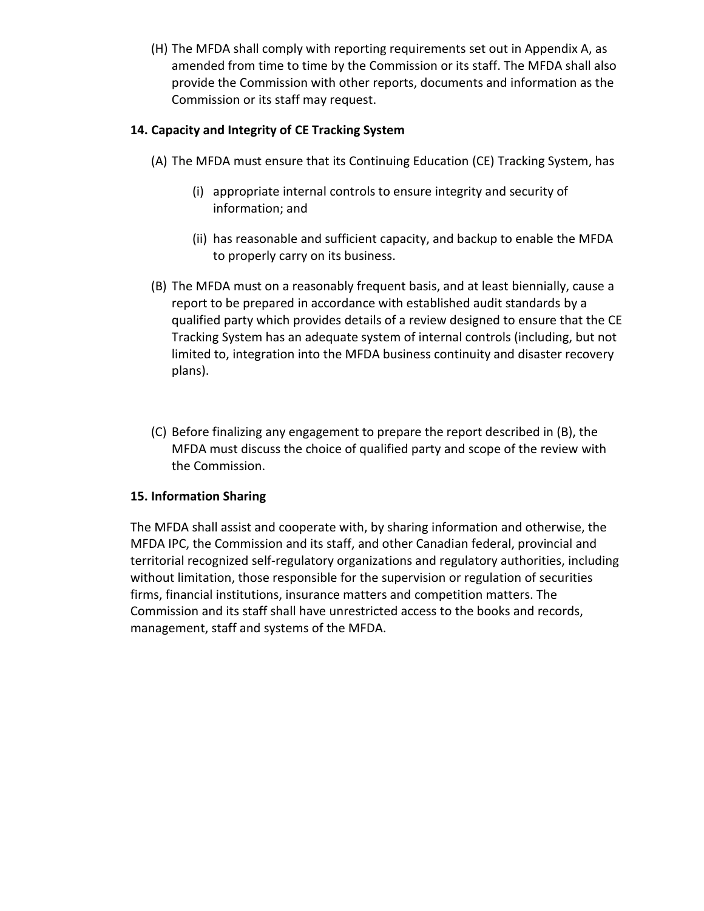(H) The MFDA shall comply with reporting requirements set out in Appendix A, as amended from time to time by the Commission or its staff. The MFDA shall also provide the Commission with other reports, documents and information as the Commission or its staff may request.

**14. Capacity and Integrity of CE Tracking System**

(A) The MFDA must ensure that its Continuing Education (CE) Tracking System, has

- (i) appropriate internal controls to ensure integrity and security of information; and
- (ii) has reasonable and sufficient capacity, and backup to enable the MFDA to properly carry on its business.

(B) The MFDA must on a reasonably frequent basis, and at least biennially, cause a report to be prepared in accordance with established audit standards by a qualified party which provides details of a review designed to ensure that the CE Tracking System has an adequate system of internal controls (including, but not limited to, integration into the MFDA business continuity and disaster recovery plans).

(C) Before finalizing any engagement to prepare the report described in (B), the MFDA must discuss the choice of qualified party and scope of the review with the Commission.

**15. Information Sharing**

The MFDA shall assist and cooperate with, by sharing information and otherwise, the MFDA IPC, the Commission and its staff, and other Canadian federal, provincial and territorial recognized self-regulatory organizations and regulatory authorities, including without limitation, those responsible for the supervision or regulation of securities firms, financial institutions, insurance matters and competition matters. The Commission and its staff shall have unrestricted access to the books and records, management, staff and systems of the MFDA.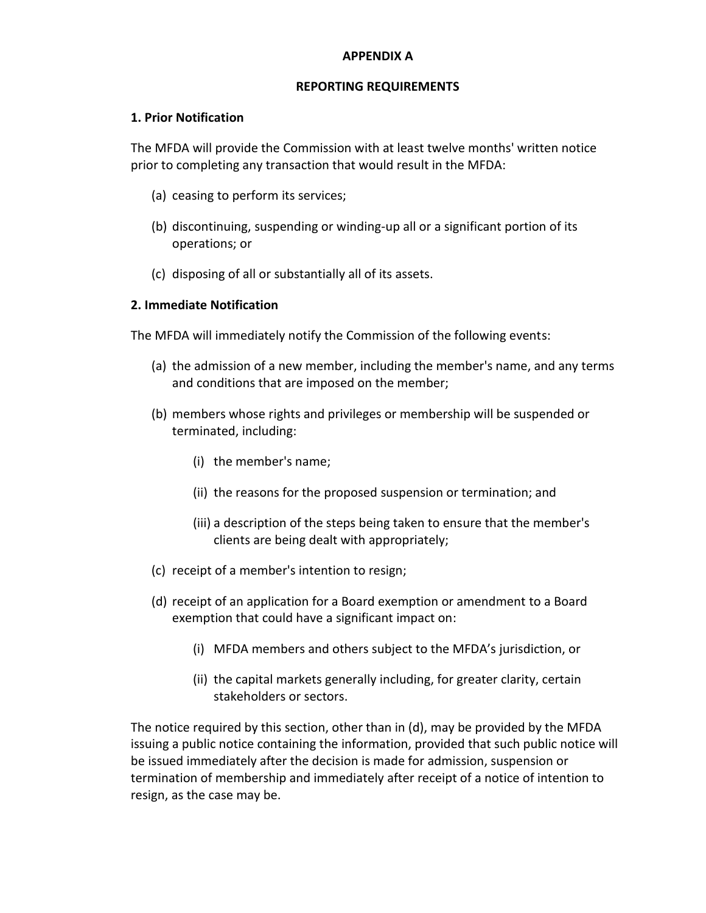# APPENDIX A

## REPORTING REQUIREMENTS

### 1. Prior Notification

The MFDA will provide the Commission with at least twelve months' written notice prior to completing any transaction that would result in the MFDA:

(a) ceasing to perform its services;

(b) discontinuing, suspending or winding-up all or a significant portion of its operations; or

(c) disposing of all or substantially all of its assets.

### 2. Immediate Notification

The MFDA will immediately notify the Commission of the following events:

(a) the admission of a new member, including the member's name, and any terms and conditions that are imposed on the member;

(b) members whose rights and privileges or membership will be suspended or terminated, including:

- (i) the member's name;
- (ii) the reasons for the proposed suspension or termination; and
- (iii) a description of the steps being taken to ensure that the member's clients are being dealt with appropriately;

(c) receipt of a member's intention to resign;

(d) receipt of an application for a Board exemption or amendment to a Board exemption that could have a significant impact on:

- (i) MFDA members and others subject to the MFDA's jurisdiction, or
- (ii) the capital markets generally including, for greater clarity, certain stakeholders or sectors.

The notice required by this section, other than in (d), may be provided by the MFDA issuing a public notice containing the information, provided that such public notice will be issued immediately after the decision is made for admission, suspension or termination of membership and immediately after receipt of a notice of intention to resign, as the case may be.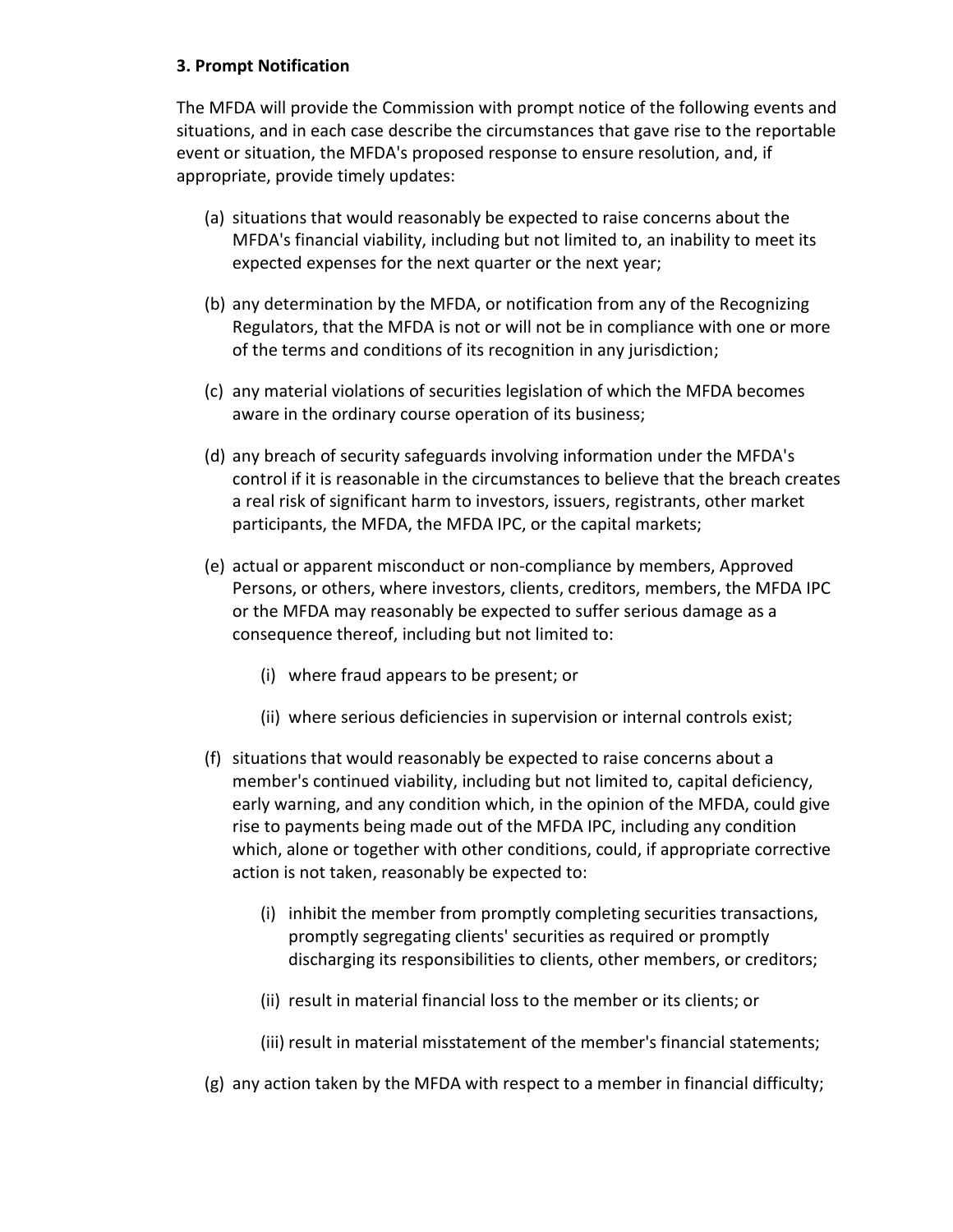**3. Prompt Notification**

The MFDA will provide the Commission with prompt notice of the following events and situations, and in each case describe the circumstances that gave rise to the reportable event or situation, the MFDA's proposed response to ensure resolution, and, if appropriate, provide timely updates:

(a) situations that would reasonably be expected to raise concerns about the MFDA's financial viability, including but not limited to, an inability to meet its expected expenses for the next quarter or the next year;

(b) any determination by the MFDA, or notification from any of the Recognizing Regulators, that the MFDA is not or will not be in compliance with one or more of the terms and conditions of its recognition in any jurisdiction;

(c) any material violations of securities legislation of which the MFDA becomes aware in the ordinary course operation of its business;

(d) any breach of security safeguards involving information under the MFDA's control if it is reasonable in the circumstances to believe that the breach creates a real risk of significant harm to investors, issuers, registrants, other market participants, the MFDA, the MFDA IPC, or the capital markets;

(e) actual or apparent misconduct or non-compliance by members, Approved Persons, or others, where investors, clients, creditors, members, the MFDA IPC or the MFDA may reasonably be expected to suffer serious damage as a consequence thereof, including but not limited to:

  (i) where fraud appears to be present; or

  (ii) where serious deficiencies in supervision or internal controls exist;

(f) situations that would reasonably be expected to raise concerns about a member's continued viability, including but not limited to, capital deficiency, early warning, and any condition which, in the opinion of the MFDA, could give rise to payments being made out of the MFDA IPC, including any condition which, alone or together with other conditions, could, if appropriate corrective action is not taken, reasonably be expected to:

  (i) inhibit the member from promptly completing securities transactions, promptly segregating clients' securities as required or promptly discharging its responsibilities to clients, other members, or creditors;

  (ii) result in material financial loss to the member or its clients; or

  (iii) result in material misstatement of the member's financial statements;

(g) any action taken by the MFDA with respect to a member in financial difficulty;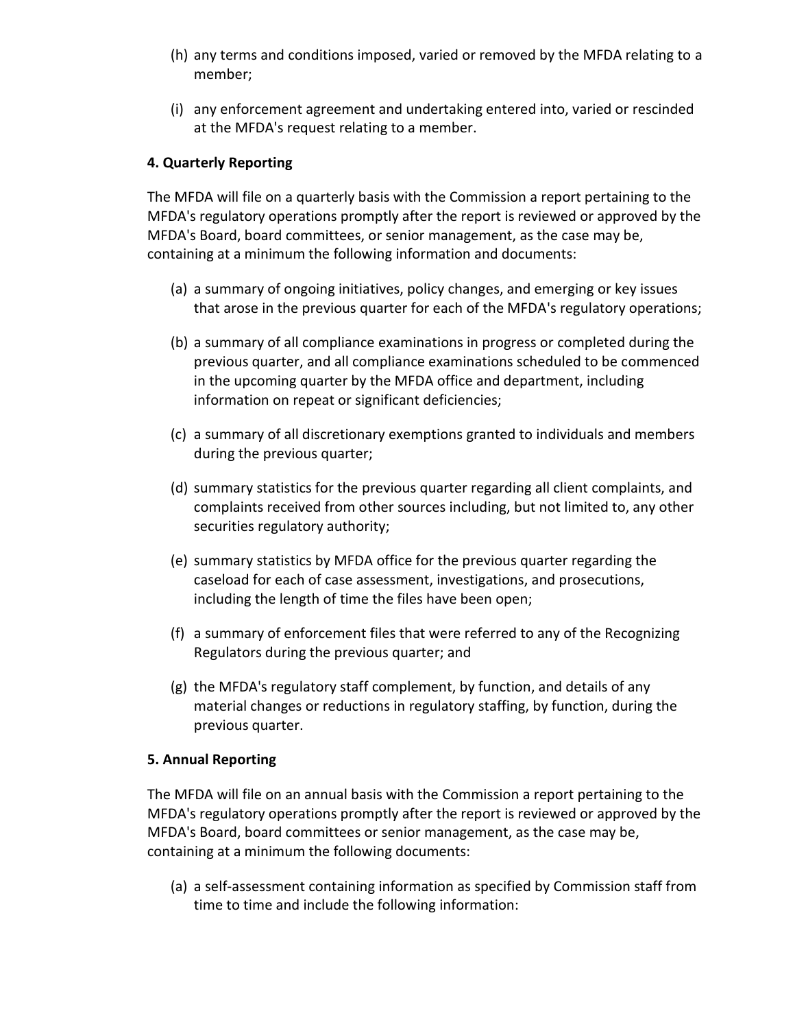(h) any terms and conditions imposed, varied or removed by the MFDA relating to a member;

(i) any enforcement agreement and undertaking entered into, varied or rescinded at the MFDA's request relating to a member.

**4. Quarterly Reporting**

The MFDA will file on a quarterly basis with the Commission a report pertaining to the MFDA's regulatory operations promptly after the report is reviewed or approved by the MFDA's Board, board committees, or senior management, as the case may be, containing at a minimum the following information and documents:

(a) a summary of ongoing initiatives, policy changes, and emerging or key issues that arose in the previous quarter for each of the MFDA's regulatory operations;

(b) a summary of all compliance examinations in progress or completed during the previous quarter, and all compliance examinations scheduled to be commenced in the upcoming quarter by the MFDA office and department, including information on repeat or significant deficiencies;

(c) a summary of all discretionary exemptions granted to individuals and members during the previous quarter;

(d) summary statistics for the previous quarter regarding all client complaints, and complaints received from other sources including, but not limited to, any other securities regulatory authority;

(e) summary statistics by MFDA office for the previous quarter regarding the caseload for each of case assessment, investigations, and prosecutions, including the length of time the files have been open;

(f) a summary of enforcement files that were referred to any of the Recognizing Regulators during the previous quarter; and

(g) the MFDA's regulatory staff complement, by function, and details of any material changes or reductions in regulatory staffing, by function, during the previous quarter.

**5. Annual Reporting**

The MFDA will file on an annual basis with the Commission a report pertaining to the MFDA's regulatory operations promptly after the report is reviewed or approved by the MFDA's Board, board committees or senior management, as the case may be, containing at a minimum the following documents:

(a) a self-assessment containing information as specified by Commission staff from time to time and include the following information: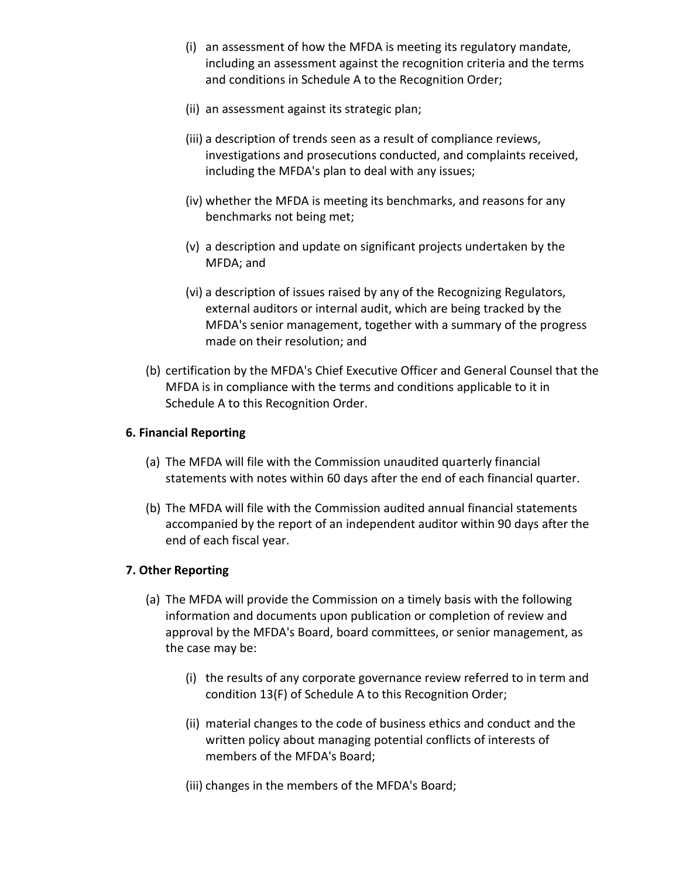(i) an assessment of how the MFDA is meeting its regulatory mandate, including an assessment against the recognition criteria and the terms and conditions in Schedule A to the Recognition Order;

(ii) an assessment against its strategic plan;

(iii) a description of trends seen as a result of compliance reviews, investigations and prosecutions conducted, and complaints received, including the MFDA's plan to deal with any issues;

(iv) whether the MFDA is meeting its benchmarks, and reasons for any benchmarks not being met;

(v) a description and update on significant projects undertaken by the MFDA; and

(vi) a description of issues raised by any of the Recognizing Regulators, external auditors or internal audit, which are being tracked by the MFDA's senior management, together with a summary of the progress made on their resolution; and

(b) certification by the MFDA's Chief Executive Officer and General Counsel that the MFDA is in compliance with the terms and conditions applicable to it in Schedule A to this Recognition Order.

**6. Financial Reporting**

(a) The MFDA will file with the Commission unaudited quarterly financial statements with notes within 60 days after the end of each financial quarter.

(b) The MFDA will file with the Commission audited annual financial statements accompanied by the report of an independent auditor within 90 days after the end of each fiscal year.

**7. Other Reporting**

(a) The MFDA will provide the Commission on a timely basis with the following information and documents upon publication or completion of review and approval by the MFDA's Board, board committees, or senior management, as the case may be:

(i) the results of any corporate governance review referred to in term and condition 13(F) of Schedule A to this Recognition Order;

(ii) material changes to the code of business ethics and conduct and the written policy about managing potential conflicts of interests of members of the MFDA's Board;

(iii) changes in the members of the MFDA's Board;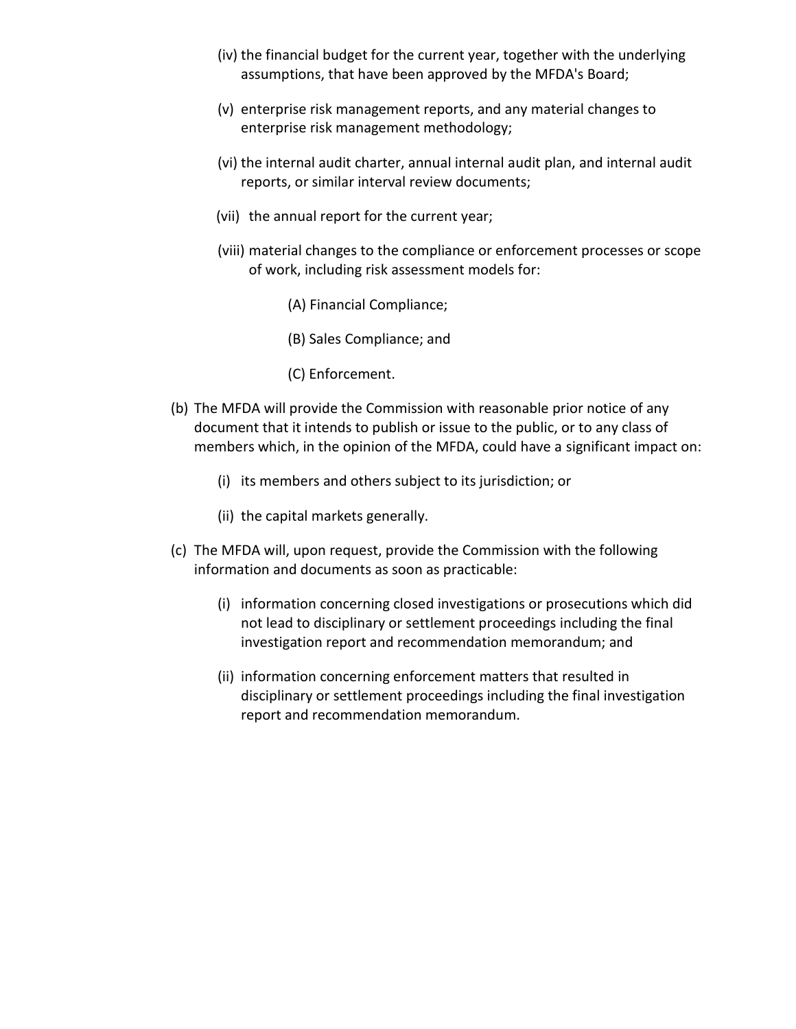(iv) the financial budget for the current year, together with the underlying assumptions, that have been approved by the MFDA's Board;

(v) enterprise risk management reports, and any material changes to enterprise risk management methodology;

(vi) the internal audit charter, annual internal audit plan, and internal audit reports, or similar interval review documents;

(vii) the annual report for the current year;

(viii) material changes to the compliance or enforcement processes or scope of work, including risk assessment models for:

(A) Financial Compliance;

(B) Sales Compliance; and

(C) Enforcement.

(b) The MFDA will provide the Commission with reasonable prior notice of any document that it intends to publish or issue to the public, or to any class of members which, in the opinion of the MFDA, could have a significant impact on:

(i) its members and others subject to its jurisdiction; or

(ii) the capital markets generally.

(c) The MFDA will, upon request, provide the Commission with the following information and documents as soon as practicable:

(i) information concerning closed investigations or prosecutions which did not lead to disciplinary or settlement proceedings including the final investigation report and recommendation memorandum; and

(ii) information concerning enforcement matters that resulted in disciplinary or settlement proceedings including the final investigation report and recommendation memorandum.